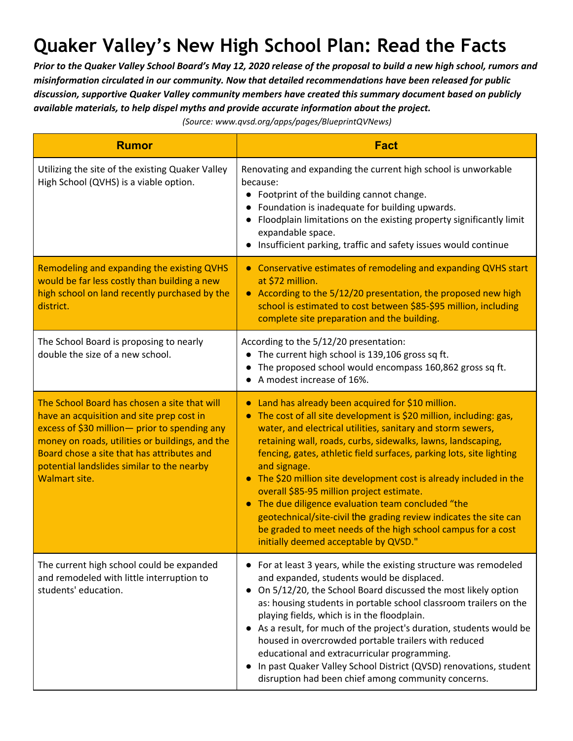# Quaker Valley's New High School Plan: Read the Facts

***Prior to the Quaker Valley School Board's May 12, 2020 release of the proposal to build a new high school, rumors and misinformation circulated in our community. Now that detailed recommendations have been released for public discussion, supportive Quaker Valley community members have created this summary document based on publicly available materials, to help dispel myths and provide accurate information about the project.***

*(Source: www.qvsd.org/apps/pages/BlueprintQVNews)*

| Rumor | Fact |
|---|---|
| Utilizing the site of the existing Quaker Valley High School (QVHS) is a viable option. | Renovating and expanding the current high school is unworkable because:<br>• Footprint of the building cannot change.<br>• Foundation is inadequate for building upwards.<br>• Floodplain limitations on the existing property significantly limit expandable space.<br>• Insufficient parking, traffic and safety issues would continue |
| Remodeling and expanding the existing QVHS would be far less costly than building a new high school on land recently purchased by the district. | • Conservative estimates of remodeling and expanding QVHS start at $72 million.<br>• According to the 5/12/20 presentation, the proposed new high school is estimated to cost between $85-$95 million, including complete site preparation and the building. |
| The School Board is proposing to nearly double the size of a new school. | According to the 5/12/20 presentation:<br>• The current high school is 139,106 gross sq ft.<br>• The proposed school would encompass 160,862 gross sq ft.<br>• A modest increase of 16%. |
| The School Board has chosen a site that will have an acquisition and site prep cost in excess of $30 million— prior to spending any money on roads, utilities or buildings, and the Board chose a site that has attributes and potential landslides similar to the nearby Walmart site. | • Land has already been acquired for $10 million.<br>• The cost of all site development is $20 million, including: gas, water, and electrical utilities, sanitary and storm sewers, retaining wall, roads, curbs, sidewalks, lawns, landscaping, fencing, gates, athletic field surfaces, parking lots, site lighting and signage.<br>• The $20 million site development cost is already included in the overall $85-95 million project estimate.<br>• The due diligence evaluation team concluded "the geotechnical/site-civil the grading review indicates the site can be graded to meet needs of the high school campus for a cost initially deemed acceptable by QVSD." |
| The current high school could be expanded and remodeled with little interruption to students' education. | • For at least 3 years, while the existing structure was remodeled and expanded, students would be displaced.<br>• On 5/12/20, the School Board discussed the most likely option as: housing students in portable school classroom trailers on the playing fields, which is in the floodplain.<br>• As a result, for much of the project's duration, students would be housed in overcrowded portable trailers with reduced educational and extracurricular programming.<br>• In past Quaker Valley School District (QVSD) renovations, student disruption had been chief among community concerns. |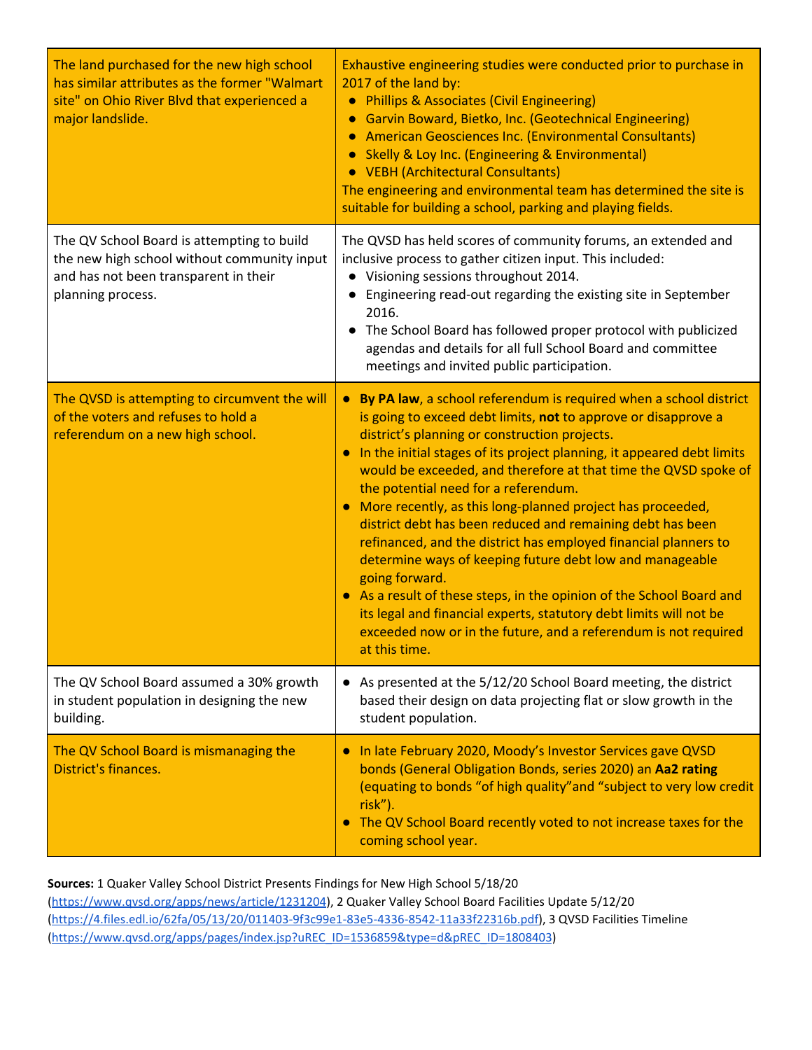| | |
|---|---|
| The land purchased for the new high school has similar attributes as the former "Walmart site" on Ohio River Blvd that experienced a major landslide. | Exhaustive engineering studies were conducted prior to purchase in 2017 of the land by:<br>• Phillips & Associates (Civil Engineering)<br>• Garvin Boward, Bietko, Inc. (Geotechnical Engineering)<br>• American Geosciences Inc. (Environmental Consultants)<br>• Skelly & Loy Inc. (Engineering & Environmental)<br>• VEBH (Architectural Consultants)<br>The engineering and environmental team has determined the site is suitable for building a school, parking and playing fields. |
| The QV School Board is attempting to build the new high school without community input and has not been transparent in their planning process. | The QVSD has held scores of community forums, an extended and inclusive process to gather citizen input. This included:<br>• Visioning sessions throughout 2014.<br>• Engineering read-out regarding the existing site in September 2016.<br>• The School Board has followed proper protocol with publicized agendas and details for all full School Board and committee meetings and invited public participation. |
| The QVSD is attempting to circumvent the will of the voters and refuses to hold a referendum on a new high school. | • **By PA law**, a school referendum is required when a school district is going to exceed debt limits, **not** to approve or disapprove a district's planning or construction projects.<br>• In the initial stages of its project planning, it appeared debt limits would be exceeded, and therefore at that time the QVSD spoke of the potential need for a referendum.<br>• More recently, as this long-planned project has proceeded, district debt has been reduced and remaining debt has been refinanced, and the district has employed financial planners to determine ways of keeping future debt low and manageable going forward.<br>• As a result of these steps, in the opinion of the School Board and its legal and financial experts, statutory debt limits will not be exceeded now or in the future, and a referendum is not required at this time. |
| The QV School Board assumed a 30% growth in student population in designing the new building. | • As presented at the 5/12/20 School Board meeting, the district based their design on data projecting flat or slow growth in the student population. |
| The QV School Board is mismanaging the District's finances. | • In late February 2020, Moody's Investor Services gave QVSD bonds (General Obligation Bonds, series 2020) an **Aa2 rating** (equating to bonds "of high quality"and "subject to very low credit risk").<br>• The QV School Board recently voted to not increase taxes for the coming school year. |

**Sources:** 1 Quaker Valley School District Presents Findings for New High School 5/18/20 (https://www.qvsd.org/apps/news/article/1231204), 2 Quaker Valley School Board Facilities Update 5/12/20 (https://4.files.edl.io/62fa/05/13/20/011403-9f3c99e1-83e5-4336-8542-11a33f22316b.pdf), 3 QVSD Facilities Timeline (https://www.qvsd.org/apps/pages/index.jsp?uREC_ID=1536859&type=d&pREC_ID=1808403)